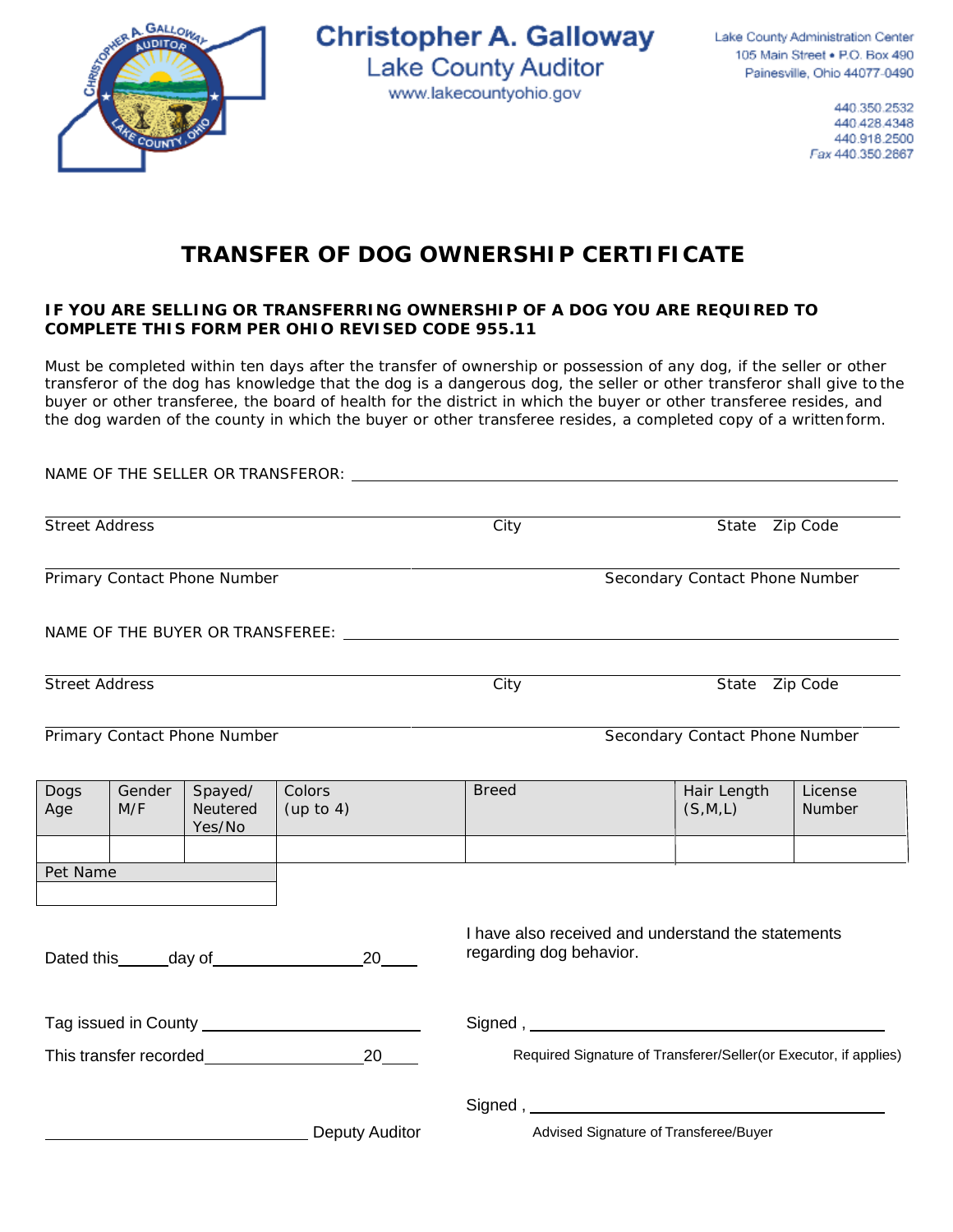Christopher A. Galloway
Lake County Auditor
www.lakecountyohio.gov

Lake County Administration Center
105 Main Street • P.O. Box 490
Painesville, Ohio 44077-0490

440.350.2532
440.428.4348
440.918.2500
Fax 440.350.2867

# TRANSFER OF DOG OWNERSHIP CERTIFICATE

**IF YOU ARE SELLING OR TRANSFERRING OWNERSHIP OF A DOG YOU ARE REQUIRED TO COMPLETE THIS FORM PER OHIO REVISED CODE 955.11**

Must be completed within ten days after the transfer of ownership or possession of any dog, if the seller or other transferor of the dog has knowledge that the dog is a dangerous dog, the seller or other transferor shall give to the buyer or other transferee, the board of health for the district in which the buyer or other transferee resides, and the dog warden of the county in which the buyer or other transferee resides, a completed copy of a written form.

NAME OF THE SELLER OR TRANSFEROR: ______________________________

Street Address ______________ City ______________ State ______ Zip Code ______

Primary Contact Phone Number ______________ Secondary Contact Phone Number ______________

NAME OF THE BUYER OR TRANSFEREE: ______________________________

Street Address ______________ City ______________ State ______ Zip Code ______

Primary Contact Phone Number ______________ Secondary Contact Phone Number ______________

| Dogs Age | Gender M/F | Spayed/ Neutered Yes/No | Colors (up to 4) | Breed | Hair Length (S,M,L) | License Number |
|---|---|---|---|---|---|---|
| | | | | | | |

| Pet Name |
|---|
| |

Dated this______day of__________________20____

I have also received and understand the statements regarding dog behavior.

Tag issued in County ______________________

This transfer recorded__________________20____

Signed , ______________________________

Required Signature of Transferer/Seller(or Executor, if applies)

Signed , ______________________________

Advised Signature of Transferee/Buyer

______________________________ Deputy Auditor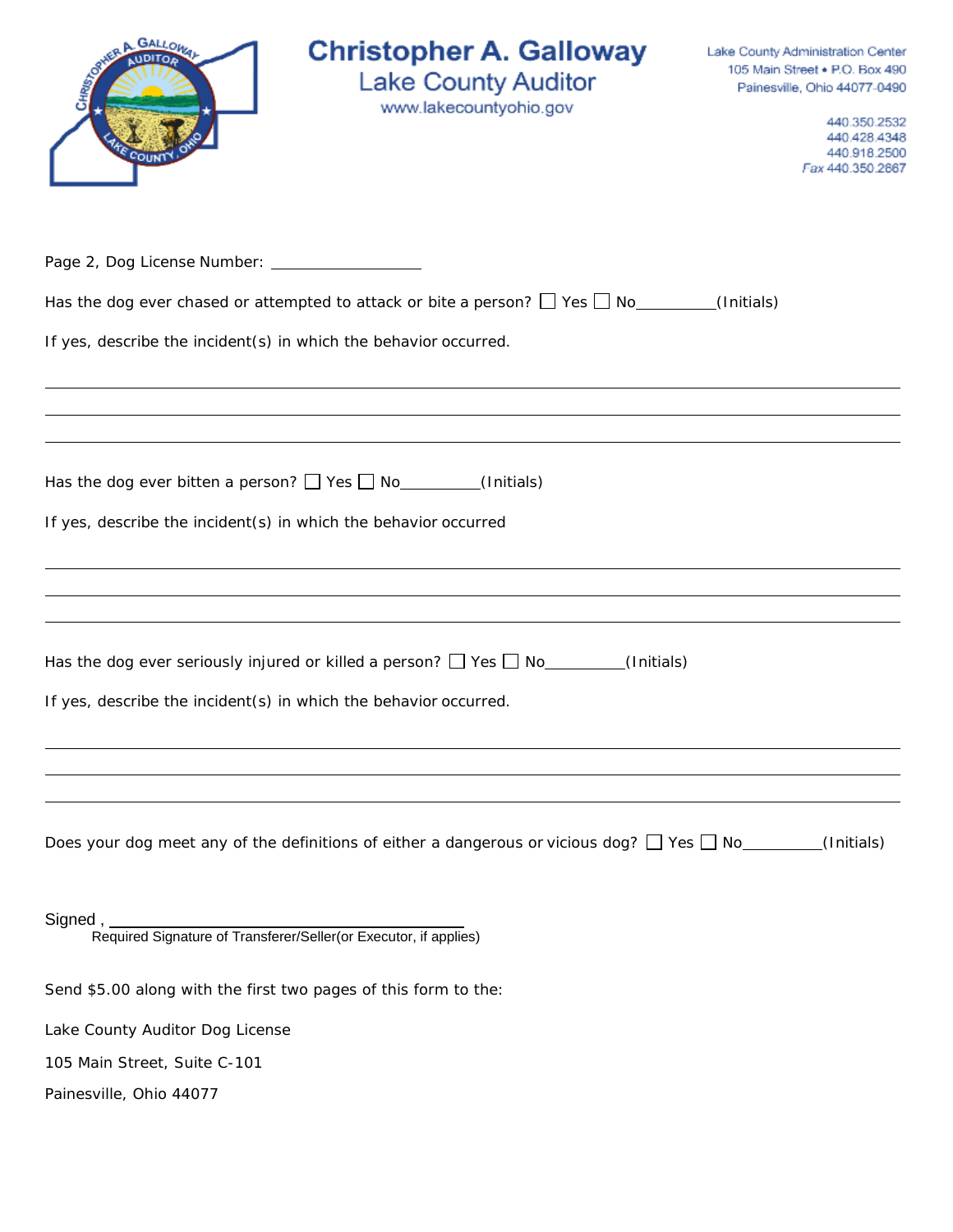# Christopher A. Galloway
## Lake County Auditor
www.lakecountyohio.gov

Lake County Administration Center
105 Main Street • P.O. Box 490
Painesville, Ohio 44077-0490

440.350.2532
440.428.4348
440.918.2500
Fax 440.350.2667

Page 2, Dog License Number: ___________________

Has the dog ever chased or attempted to attack or bite a person? ☐ Yes ☐ No__________(Initials)

If yes, describe the incident(s) in which the behavior occurred.

______________________________________________________________________________

______________________________________________________________________________

______________________________________________________________________________

Has the dog ever bitten a person? ☐ Yes ☐ No__________(Initials)

If yes, describe the incident(s) in which the behavior occurred

______________________________________________________________________________

______________________________________________________________________________

______________________________________________________________________________

Has the dog ever seriously injured or killed a person? ☐ Yes ☐ No__________(Initials)

If yes, describe the incident(s) in which the behavior occurred.

______________________________________________________________________________

______________________________________________________________________________

______________________________________________________________________________

Does your dog meet any of the definitions of either a dangerous or vicious dog? ☐ Yes ☐ No__________(Initials)

Signed , ____________________________________________
Required Signature of Transferer/Seller(or Executor, if applies)

Send $5.00 along with the first two pages of this form to the:

Lake County Auditor Dog License

105 Main Street, Suite C-101

Painesville, Ohio 44077